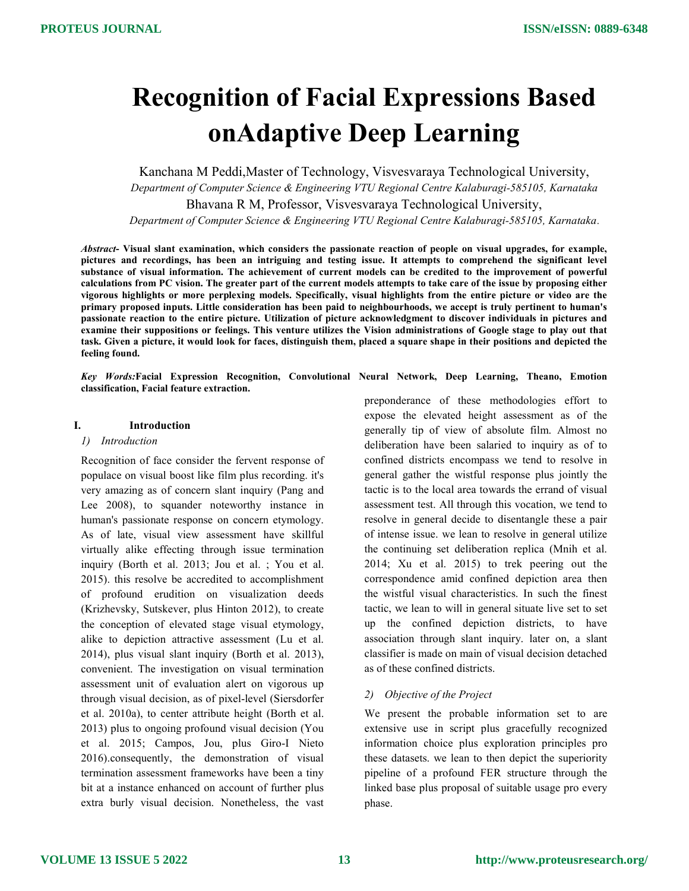# Recognition of Facial Expressions Based onAdaptive Deep Learning

Kanchana M Peddi,Master of Technology, Visvesvaraya Technological University,

*Department of Computer Science & Engineering VTU Regional Centre Kalaburagi-585105, Karnataka*

Bhavana R M, Professor, Visvesvaraya Technological University,

*Department of Computer Science & Engineering VTU Regional Centre Kalaburagi-585105, Karnataka.*

***Abstract-*** **Visual slant examination, which considers the passionate reaction of people on visual upgrades, for example, pictures and recordings, has been an intriguing and testing issue. It attempts to comprehend the significant level substance of visual information. The achievement of current models can be credited to the improvement of powerful calculations from PC vision. The greater part of the current models attempts to take care of the issue by proposing either vigorous highlights or more perplexing models. Specifically, visual highlights from the entire picture or video are the primary proposed inputs. Little consideration has been paid to neighbourhoods, we accept is truly pertinent to human's passionate reaction to the entire picture. Utilization of picture acknowledgment to discover individuals in pictures and examine their suppositions or feelings. This venture utilizes the Vision administrations of Google stage to play out that task. Given a picture, it would look for faces, distinguish them, placed a square shape in their positions and depicted the feeling found.**

***Key Words:*****Facial Expression Recognition, Convolutional Neural Network, Deep Learning, Theano, Emotion classification, Facial feature extraction.**

## I. Introduction

### *1) Introduction*

Recognition of face consider the fervent response of populace on visual boost like film plus recording. it's very amazing as of concern slant inquiry (Pang and Lee 2008), to squander noteworthy instance in human's passionate response on concern etymology. As of late, visual view assessment have skillful virtually alike effecting through issue termination inquiry (Borth et al. 2013; Jou et al. ; You et al. 2015). this resolve be accredited to accomplishment of profound erudition on visualization deeds (Krizhevsky, Sutskever, plus Hinton 2012), to create the conception of elevated stage visual etymology, alike to depiction attractive assessment (Lu et al. 2014), plus visual slant inquiry (Borth et al. 2013), convenient. The investigation on visual termination assessment unit of evaluation alert on vigorous up through visual decision, as of pixel-level (Siersdorfer et al. 2010a), to center attribute height (Borth et al. 2013) plus to ongoing profound visual decision (You et al. 2015; Campos, Jou, plus Giro-I Nieto 2016).consequently, the demonstration of visual termination assessment frameworks have been a tiny bit at a instance enhanced on account of further plus extra burly visual decision. Nonetheless, the vast preponderance of these methodologies effort to expose the elevated height assessment as of the generally tip of view of absolute film. Almost no deliberation have been salaried to inquiry as of to confined districts encompass we tend to resolve in general gather the wistful response plus jointly the tactic is to the local area towards the errand of visual assessment test. All through this vocation, we tend to resolve in general decide to disentangle these a pair of intense issue. we lean to resolve in general utilize the continuing set deliberation replica (Mnih et al. 2014; Xu et al. 2015) to trek peering out the correspondence amid confined depiction area then the wistful visual characteristics. In such the finest tactic, we lean to will in general situate live set to set up the confined depiction districts, to have association through slant inquiry. later on, a slant classifier is made on main of visual decision detached as of these confined districts.

### *2) Objective of the Project*

We present the probable information set to are extensive use in script plus gracefully recognized information choice plus exploration principles pro these datasets. we lean to then depict the superiority pipeline of a profound FER structure through the linked base plus proposal of suitable usage pro every phase.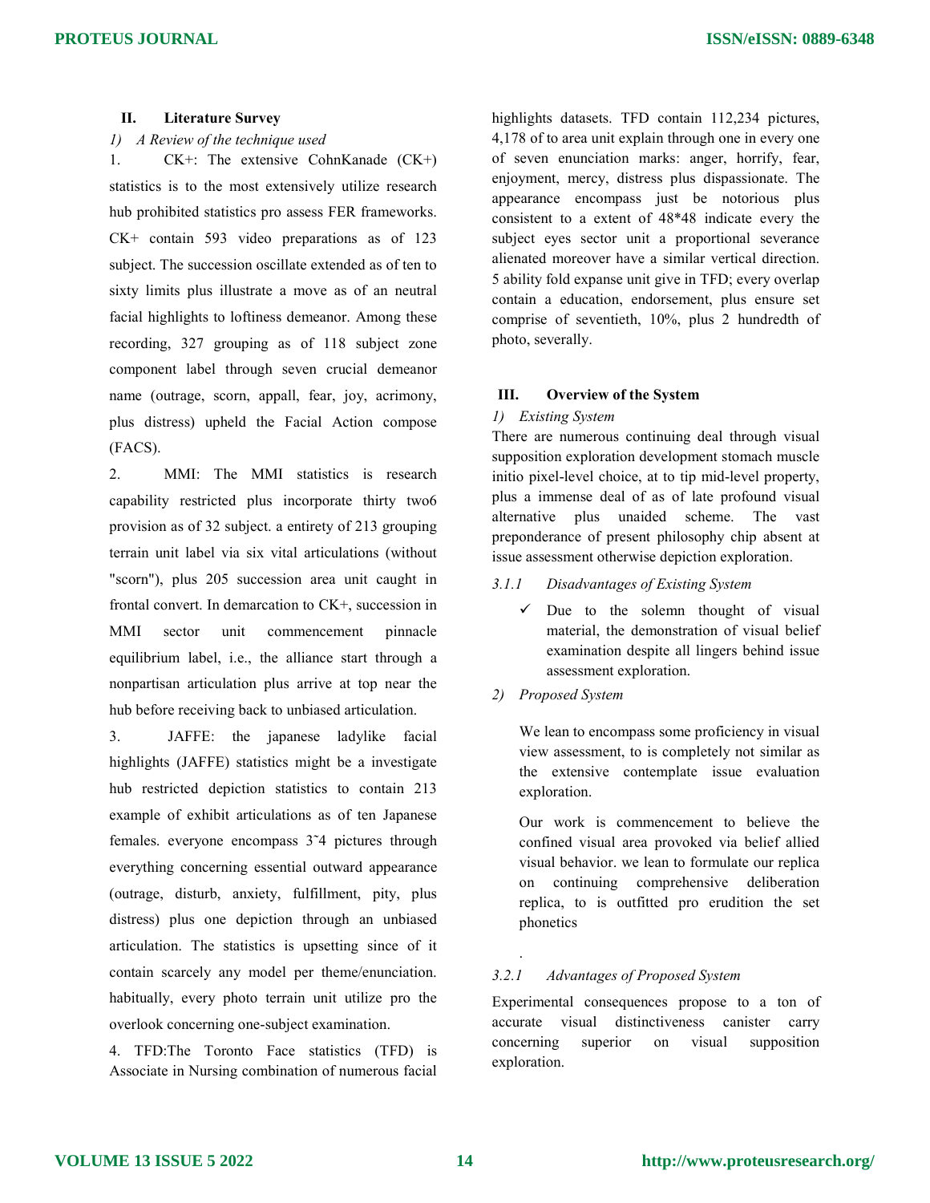## II. Literature Survey

*1) A Review of the technique used*

1. CK+: The extensive CohnKanade (CK+) statistics is to the most extensively utilize research hub prohibited statistics pro assess FER frameworks. CK+ contain 593 video preparations as of 123 subject. The succession oscillate extended as of ten to sixty limits plus illustrate a move as of an neutral facial highlights to loftiness demeanor. Among these recording, 327 grouping as of 118 subject zone component label through seven crucial demeanor name (outrage, scorn, appall, fear, joy, acrimony, plus distress) upheld the Facial Action compose (FACS).

2. MMI: The MMI statistics is research capability restricted plus incorporate thirty two6 provision as of 32 subject. a entirety of 213 grouping terrain unit label via six vital articulations (without "scorn"), plus 205 succession area unit caught in frontal convert. In demarcation to CK+, succession in MMI sector unit commencement pinnacle equilibrium label, i.e., the alliance start through a nonpartisan articulation plus arrive at top near the hub before receiving back to unbiased articulation.

3. JAFFE: the japanese ladylike facial highlights (JAFFE) statistics might be a investigate hub restricted depiction statistics to contain 213 example of exhibit articulations as of ten Japanese females. everyone encompass 3˜4 pictures through everything concerning essential outward appearance (outrage, disturb, anxiety, fulfillment, pity, plus distress) plus one depiction through an unbiased articulation. The statistics is upsetting since of it contain scarcely any model per theme/enunciation. habitually, every photo terrain unit utilize pro the overlook concerning one-subject examination.

4. TFD:The Toronto Face statistics (TFD) is Associate in Nursing combination of numerous facial highlights datasets. TFD contain 112,234 pictures, 4,178 of to area unit explain through one in every one of seven enunciation marks: anger, horrify, fear, enjoyment, mercy, distress plus dispassionate. The appearance encompass just be notorious plus consistent to a extent of 48*48 indicate every the subject eyes sector unit a proportional severance alienated moreover have a similar vertical direction. 5 ability fold expanse unit give in TFD; every overlap contain a education, endorsement, plus ensure set comprise of seventieth, 10%, plus 2 hundredth of photo, severally.

## III. Overview of the System

*1) Existing System*

There are numerous continuing deal through visual supposition exploration development stomach muscle initio pixel-level choice, at to tip mid-level property, plus a immense deal of as of late profound visual alternative plus unaided scheme. The vast preponderance of present philosophy chip absent at issue assessment otherwise depiction exploration.

*3.1.1 Disadvantages of Existing System*

- ✓ Due to the solemn thought of visual material, the demonstration of visual belief examination despite all lingers behind issue assessment exploration.

*2) Proposed System*

We lean to encompass some proficiency in visual view assessment, to is completely not similar as the extensive contemplate issue evaluation exploration.

Our work is commencement to believe the confined visual area provoked via belief allied visual behavior. we lean to formulate our replica on continuing comprehensive deliberation replica, to is outfitted pro erudition the set phonetics

.

*3.2.1 Advantages of Proposed System*

Experimental consequences propose to a ton of accurate visual distinctiveness canister carry concerning superior on visual supposition exploration.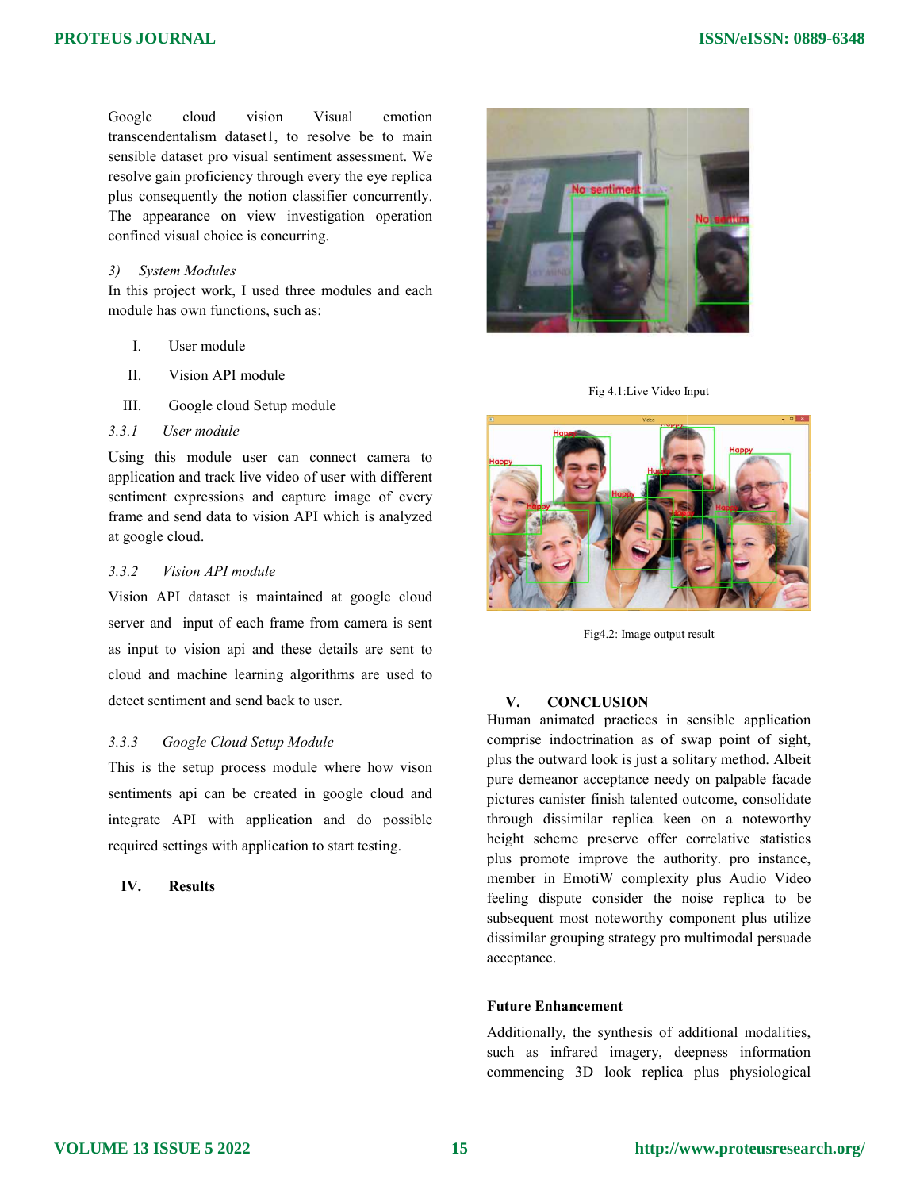Google cloud vision Visual emotion transcendentalism dataset1, to resolve be to main sensible dataset pro visual sentiment assessment. We resolve gain proficiency through every the eye replica plus consequently the notion classifier concurrently. The appearance on view investigation operation confined visual choice is concurring.

*3) System Modules*

In this project work, I used three modules and each module has own functions, such as:

I. User module

II. Vision API module

III. Google cloud Setup module

*3.3.1 User module*

Using this module user can connect camera to application and track live video of user with different sentiment expressions and capture image of every frame and send data to vision API which is analyzed at google cloud.

*3.3.2 Vision API module*

Vision API dataset is maintained at google cloud server and input of each frame from camera is sent as input to vision api and these details are sent to cloud and machine learning algorithms are used to detect sentiment and send back to user.

*3.3.3 Google Cloud Setup Module*

This is the setup process module where how vison sentiments api can be created in google cloud and integrate API with application and do possible required settings with application to start testing.

## IV. Results

Fig 4.1:Live Video Input

Fig4.2: Image output result

## V. CONCLUSION

Human animated practices in sensible application comprise indoctrination as of swap point of sight, plus the outward look is just a solitary method. Albeit pure demeanor acceptance needy on palpable facade pictures canister finish talented outcome, consolidate through dissimilar replica keen on a noteworthy height scheme preserve offer correlative statistics plus promote improve the authority. pro instance, member in EmotiW complexity plus Audio Video feeling dispute consider the noise replica to be subsequent most noteworthy component plus utilize dissimilar grouping strategy pro multimodal persuade acceptance.

**Future Enhancement**

Additionally, the synthesis of additional modalities, such as infrared imagery, deepness information commencing 3D look replica plus physiological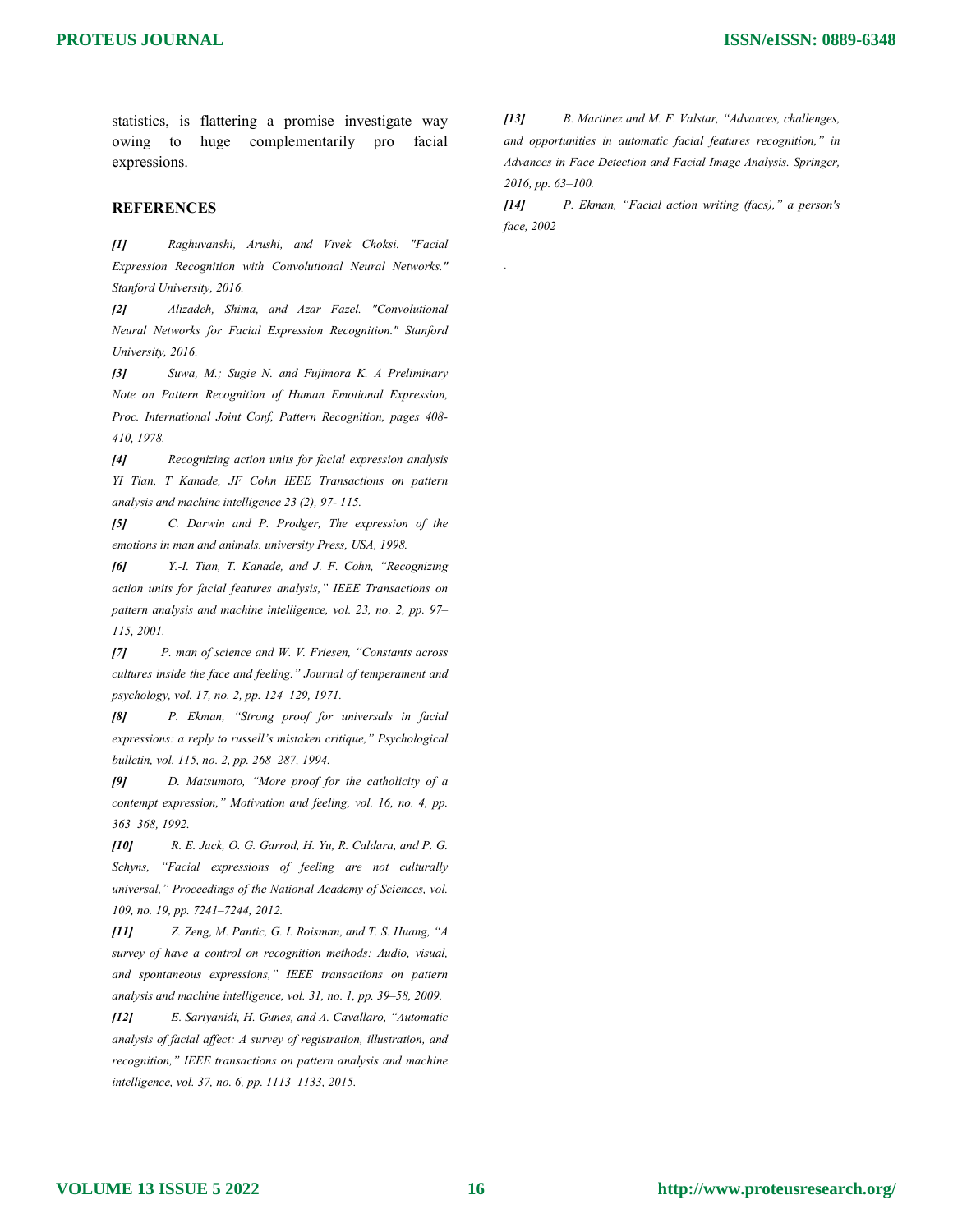statistics, is flattering a promise investigate way owing to huge complementarily pro facial expressions.

## REFERENCES

*[1] Raghuvanshi, Arushi, and Vivek Choksi. "Facial Expression Recognition with Convolutional Neural Networks." Stanford University, 2016.*

*[2] Alizadeh, Shima, and Azar Fazel. "Convolutional Neural Networks for Facial Expression Recognition." Stanford University, 2016.*

*[3] Suwa, M.; Sugie N. and Fujimora K. A Preliminary Note on Pattern Recognition of Human Emotional Expression, Proc. International Joint Conf, Pattern Recognition, pages 408-410, 1978.*

*[4] Recognizing action units for facial expression analysis YI Tian, T Kanade, JF Cohn IEEE Transactions on pattern analysis and machine intelligence 23 (2), 97- 115.*

*[5] C. Darwin and P. Prodger, The expression of the emotions in man and animals. university Press, USA, 1998.*

*[6] Y.-I. Tian, T. Kanade, and J. F. Cohn, "Recognizing action units for facial features analysis," IEEE Transactions on pattern analysis and machine intelligence, vol. 23, no. 2, pp. 97–115, 2001.*

*[7] P. man of science and W. V. Friesen, "Constants across cultures inside the face and feeling." Journal of temperament and psychology, vol. 17, no. 2, pp. 124–129, 1971.*

*[8] P. Ekman, "Strong proof for universals in facial expressions: a reply to russell's mistaken critique," Psychological bulletin, vol. 115, no. 2, pp. 268–287, 1994.*

*[9] D. Matsumoto, "More proof for the catholicity of a contempt expression," Motivation and feeling, vol. 16, no. 4, pp. 363–368, 1992.*

*[10] R. E. Jack, O. G. Garrod, H. Yu, R. Caldara, and P. G. Schyns, "Facial expressions of feeling are not culturally universal," Proceedings of the National Academy of Sciences, vol. 109, no. 19, pp. 7241–7244, 2012.*

*[11] Z. Zeng, M. Pantic, G. I. Roisman, and T. S. Huang, "A survey of have a control on recognition methods: Audio, visual, and spontaneous expressions," IEEE transactions on pattern analysis and machine intelligence, vol. 31, no. 1, pp. 39–58, 2009.*

*[12] E. Sariyanidi, H. Gunes, and A. Cavallaro, "Automatic analysis of facial affect: A survey of registration, illustration, and recognition," IEEE transactions on pattern analysis and machine intelligence, vol. 37, no. 6, pp. 1113–1133, 2015.*

*[13] B. Martinez and M. F. Valstar, "Advances, challenges, and opportunities in automatic facial features recognition," in Advances in Face Detection and Facial Image Analysis. Springer, 2016, pp. 63–100.*

*[14] P. Ekman, "Facial action writing (facs)," a person's face, 2002*